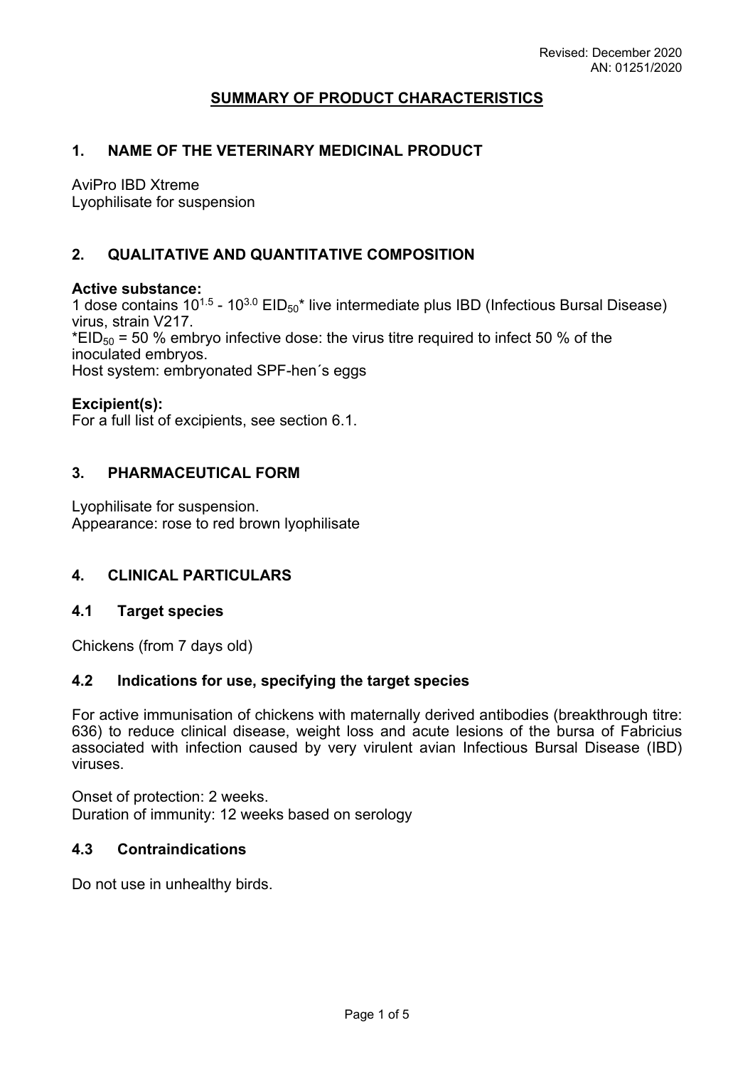Revised: December 2020
AN: 01251/2020

# SUMMARY OF PRODUCT CHARACTERISTICS

## 1. NAME OF THE VETERINARY MEDICINAL PRODUCT

AviPro IBD Xtreme
Lyophilisate for suspension

## 2. QUALITATIVE AND QUANTITATIVE COMPOSITION

**Active substance:**
1 dose contains $10^{1.5}$ - $10^{3.0}$ $EID_{50}$* live intermediate plus IBD (Infectious Bursal Disease) virus, strain V217.
*$EID_{50}$ = 50 % embryo infective dose: the virus titre required to infect 50 % of the inoculated embryos.
Host system: embryonated SPF-hen´s eggs

**Excipient(s):**
For a full list of excipients, see section 6.1.

## 3. PHARMACEUTICAL FORM

Lyophilisate for suspension.
Appearance: rose to red brown lyophilisate

## 4. CLINICAL PARTICULARS

### 4.1 Target species

Chickens (from 7 days old)

### 4.2 Indications for use, specifying the target species

For active immunisation of chickens with maternally derived antibodies (breakthrough titre: 636) to reduce clinical disease, weight loss and acute lesions of the bursa of Fabricius associated with infection caused by very virulent avian Infectious Bursal Disease (IBD) viruses.

Onset of protection: 2 weeks.
Duration of immunity: 12 weeks based on serology

### 4.3 Contraindications

Do not use in unhealthy birds.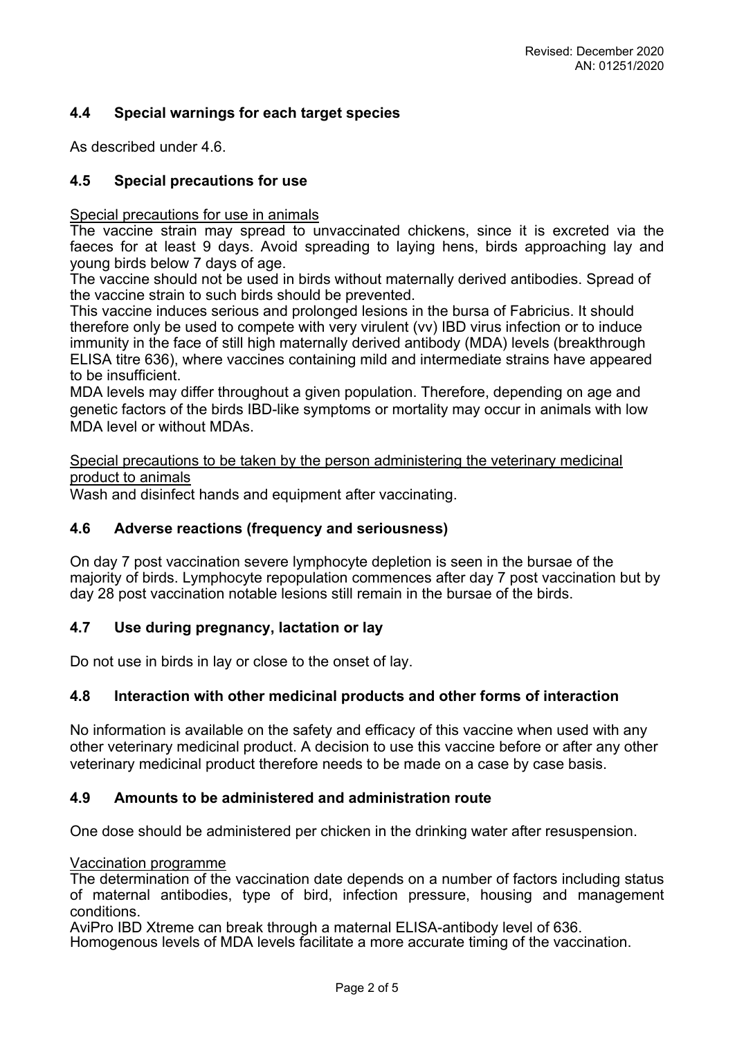Revised: December 2020
AN: 01251/2020

### 4.4 Special warnings for each target species

As described under 4.6.

### 4.5 Special precautions for use

Special precautions for use in animals

The vaccine strain may spread to unvaccinated chickens, since it is excreted via the faeces for at least 9 days. Avoid spreading to laying hens, birds approaching lay and young birds below 7 days of age.

The vaccine should not be used in birds without maternally derived antibodies. Spread of the vaccine strain to such birds should be prevented.

This vaccine induces serious and prolonged lesions in the bursa of Fabricius. It should therefore only be used to compete with very virulent (vv) IBD virus infection or to induce immunity in the face of still high maternally derived antibody (MDA) levels (breakthrough ELISA titre 636), where vaccines containing mild and intermediate strains have appeared to be insufficient.

MDA levels may differ throughout a given population. Therefore, depending on age and genetic factors of the birds IBD-like symptoms or mortality may occur in animals with low MDA level or without MDAs.

Special precautions to be taken by the person administering the veterinary medicinal product to animals

Wash and disinfect hands and equipment after vaccinating.

### 4.6 Adverse reactions (frequency and seriousness)

On day 7 post vaccination severe lymphocyte depletion is seen in the bursae of the majority of birds. Lymphocyte repopulation commences after day 7 post vaccination but by day 28 post vaccination notable lesions still remain in the bursae of the birds.

### 4.7 Use during pregnancy, lactation or lay

Do not use in birds in lay or close to the onset of lay.

### 4.8 Interaction with other medicinal products and other forms of interaction

No information is available on the safety and efficacy of this vaccine when used with any other veterinary medicinal product. A decision to use this vaccine before or after any other veterinary medicinal product therefore needs to be made on a case by case basis.

### 4.9 Amounts to be administered and administration route

One dose should be administered per chicken in the drinking water after resuspension.

Vaccination programme

The determination of the vaccination date depends on a number of factors including status of maternal antibodies, type of bird, infection pressure, housing and management conditions.

AviPro IBD Xtreme can break through a maternal ELISA-antibody level of 636.

Homogenous levels of MDA levels facilitate a more accurate timing of the vaccination.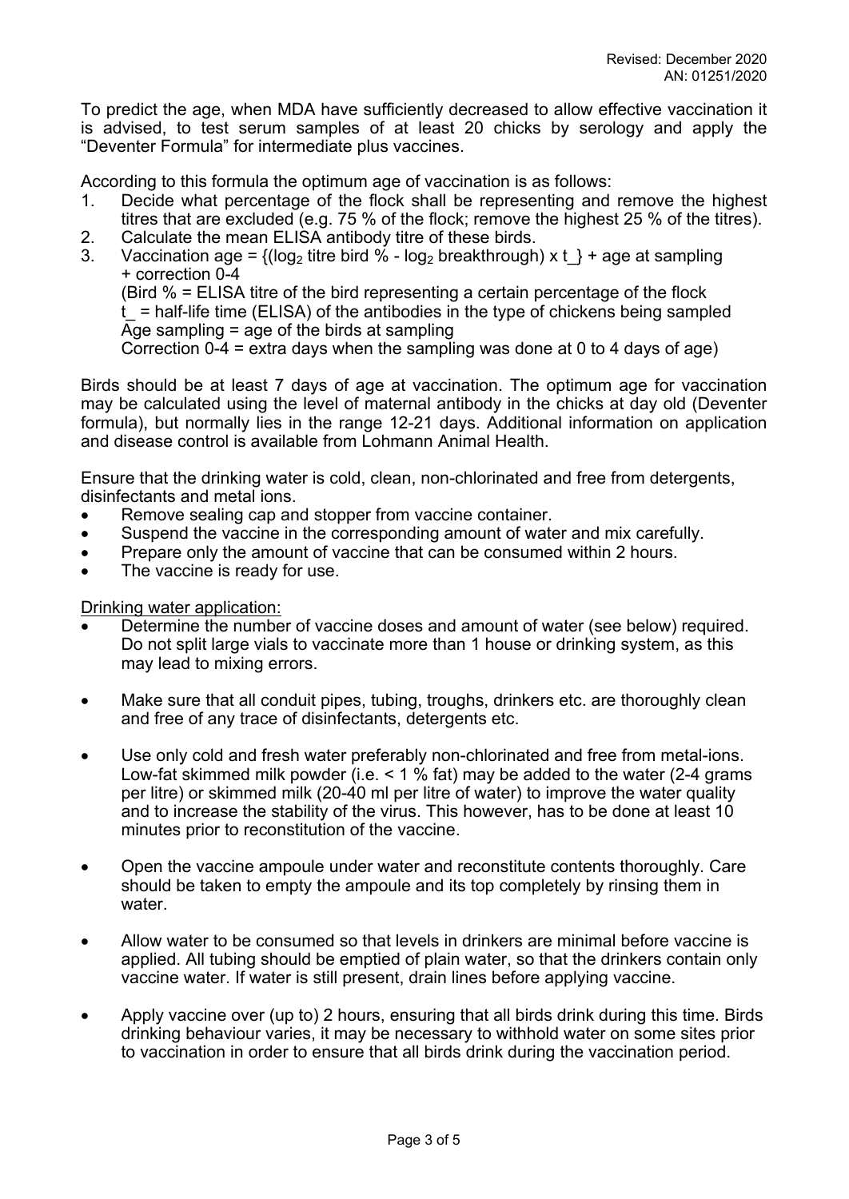To predict the age, when MDA have sufficiently decreased to allow effective vaccination it is advised, to test serum samples of at least 20 chicks by serology and apply the "Deventer Formula" for intermediate plus vaccines.

According to this formula the optimum age of vaccination is as follows:

1. Decide what percentage of the flock shall be representing and remove the highest titres that are excluded (e.g. 75 % of the flock; remove the highest 25 % of the titres).
2. Calculate the mean ELISA antibody titre of these birds.
3. Vaccination age = {($\log_2$ titre bird % - $\log_2$ breakthrough) x t_} + age at sampling + correction 0-4
   (Bird % = ELISA titre of the bird representing a certain percentage of the flock
   t_ = half-life time (ELISA) of the antibodies in the type of chickens being sampled
   Age sampling = age of the birds at sampling
   Correction 0-4 = extra days when the sampling was done at 0 to 4 days of age)

Birds should be at least 7 days of age at vaccination. The optimum age for vaccination may be calculated using the level of maternal antibody in the chicks at day old (Deventer formula), but normally lies in the range 12-21 days. Additional information on application and disease control is available from Lohmann Animal Health.

Ensure that the drinking water is cold, clean, non-chlorinated and free from detergents, disinfectants and metal ions.

- Remove sealing cap and stopper from vaccine container.
- Suspend the vaccine in the corresponding amount of water and mix carefully.
- Prepare only the amount of vaccine that can be consumed within 2 hours.
- The vaccine is ready for use.

Drinking water application:

- Determine the number of vaccine doses and amount of water (see below) required. Do not split large vials to vaccinate more than 1 house or drinking system, as this may lead to mixing errors.
- Make sure that all conduit pipes, tubing, troughs, drinkers etc. are thoroughly clean and free of any trace of disinfectants, detergents etc.
- Use only cold and fresh water preferably non-chlorinated and free from metal-ions. Low-fat skimmed milk powder (i.e. < 1 % fat) may be added to the water (2-4 grams per litre) or skimmed milk (20-40 ml per litre of water) to improve the water quality and to increase the stability of the virus. This however, has to be done at least 10 minutes prior to reconstitution of the vaccine.
- Open the vaccine ampoule under water and reconstitute contents thoroughly. Care should be taken to empty the ampoule and its top completely by rinsing them in water.
- Allow water to be consumed so that levels in drinkers are minimal before vaccine is applied. All tubing should be emptied of plain water, so that the drinkers contain only vaccine water. If water is still present, drain lines before applying vaccine.
- Apply vaccine over (up to) 2 hours, ensuring that all birds drink during this time. Birds drinking behaviour varies, it may be necessary to withhold water on some sites prior to vaccination in order to ensure that all birds drink during the vaccination period.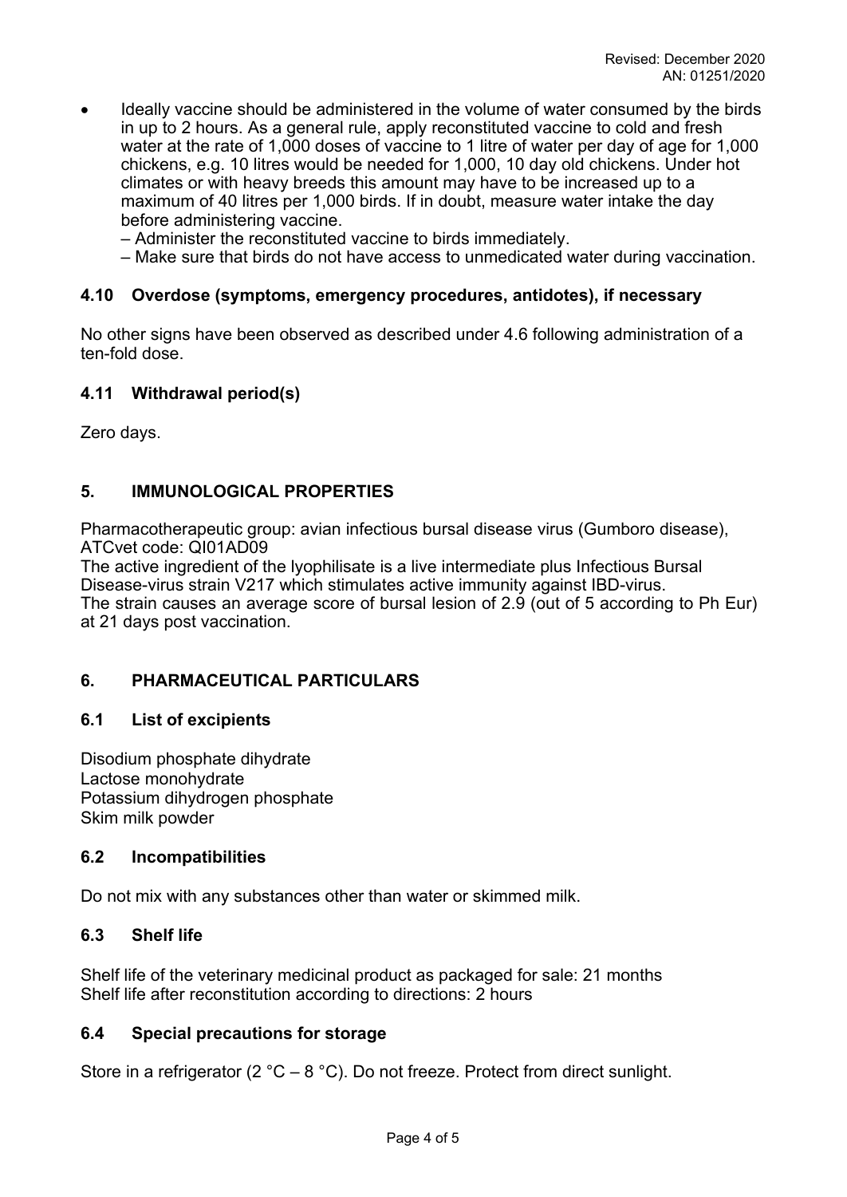- Ideally vaccine should be administered in the volume of water consumed by the birds in up to 2 hours. As a general rule, apply reconstituted vaccine to cold and fresh water at the rate of 1,000 doses of vaccine to 1 litre of water per day of age for 1,000 chickens, e.g. 10 litres would be needed for 1,000, 10 day old chickens. Under hot climates or with heavy breeds this amount may have to be increased up to a maximum of 40 litres per 1,000 birds. If in doubt, measure water intake the day before administering vaccine.
  - Administer the reconstituted vaccine to birds immediately.
  - Make sure that birds do not have access to unmedicated water during vaccination.

### 4.10 Overdose (symptoms, emergency procedures, antidotes), if necessary

No other signs have been observed as described under 4.6 following administration of a ten-fold dose.

### 4.11 Withdrawal period(s)

Zero days.

## 5. IMMUNOLOGICAL PROPERTIES

Pharmacotherapeutic group: avian infectious bursal disease virus (Gumboro disease), ATCvet code: QI01AD09
The active ingredient of the lyophilisate is a live intermediate plus Infectious Bursal Disease-virus strain V217 which stimulates active immunity against IBD-virus.
The strain causes an average score of bursal lesion of 2.9 (out of 5 according to Ph Eur) at 21 days post vaccination.

## 6. PHARMACEUTICAL PARTICULARS

### 6.1 List of excipients

Disodium phosphate dihydrate
Lactose monohydrate
Potassium dihydrogen phosphate
Skim milk powder

### 6.2 Incompatibilities

Do not mix with any substances other than water or skimmed milk.

### 6.3 Shelf life

Shelf life of the veterinary medicinal product as packaged for sale: 21 months
Shelf life after reconstitution according to directions: 2 hours

### 6.4 Special precautions for storage

Store in a refrigerator (2 °C – 8 °C). Do not freeze. Protect from direct sunlight.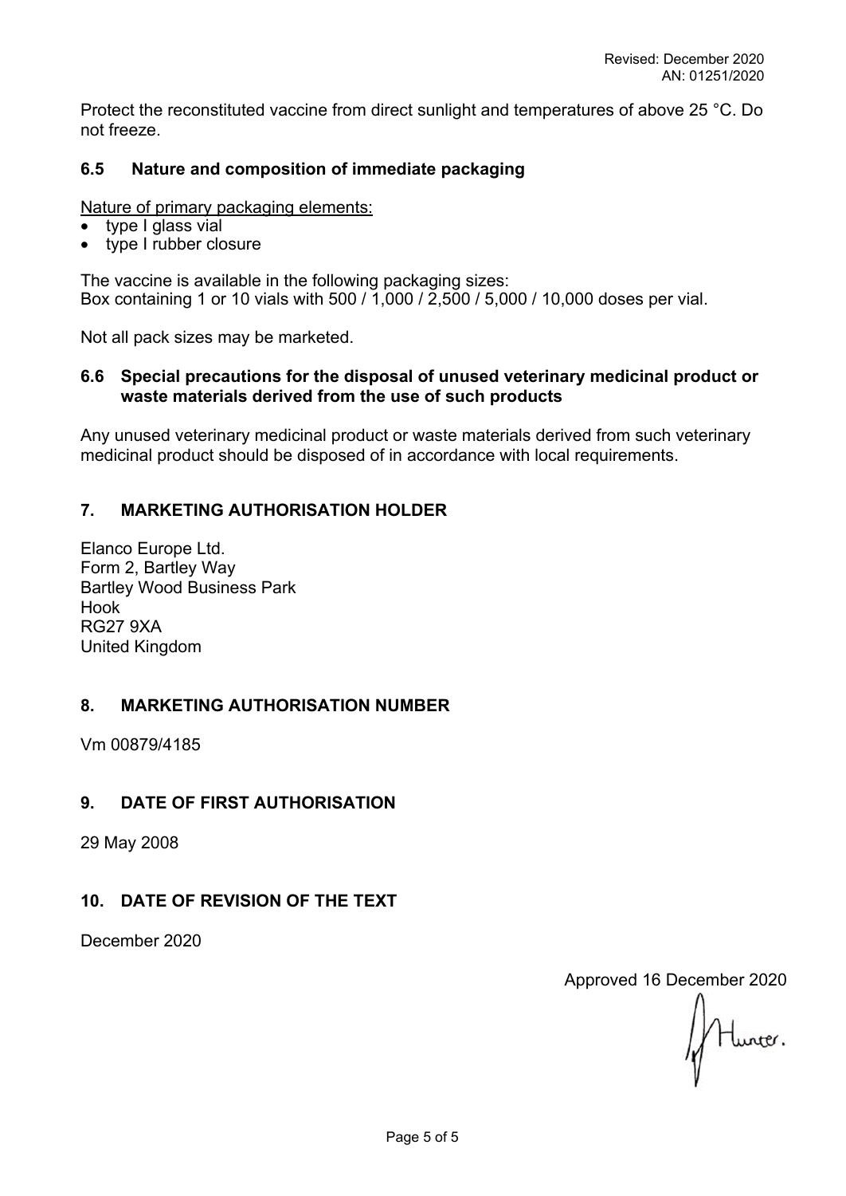Protect the reconstituted vaccine from direct sunlight and temperatures of above 25 °C. Do not freeze.

## 6.5 Nature and composition of immediate packaging

Nature of primary packaging elements:

- type I glass vial
- type I rubber closure

The vaccine is available in the following packaging sizes:
Box containing 1 or 10 vials with 500 / 1,000 / 2,500 / 5,000 / 10,000 doses per vial.

Not all pack sizes may be marketed.

## 6.6 Special precautions for the disposal of unused veterinary medicinal product or waste materials derived from the use of such products

Any unused veterinary medicinal product or waste materials derived from such veterinary medicinal product should be disposed of in accordance with local requirements.

## 7. MARKETING AUTHORISATION HOLDER

Elanco Europe Ltd.
Form 2, Bartley Way
Bartley Wood Business Park
Hook
RG27 9XA
United Kingdom

## 8. MARKETING AUTHORISATION NUMBER

Vm 00879/4185

## 9. DATE OF FIRST AUTHORISATION

29 May 2008

## 10. DATE OF REVISION OF THE TEXT

December 2020

Approved 16 December 2020